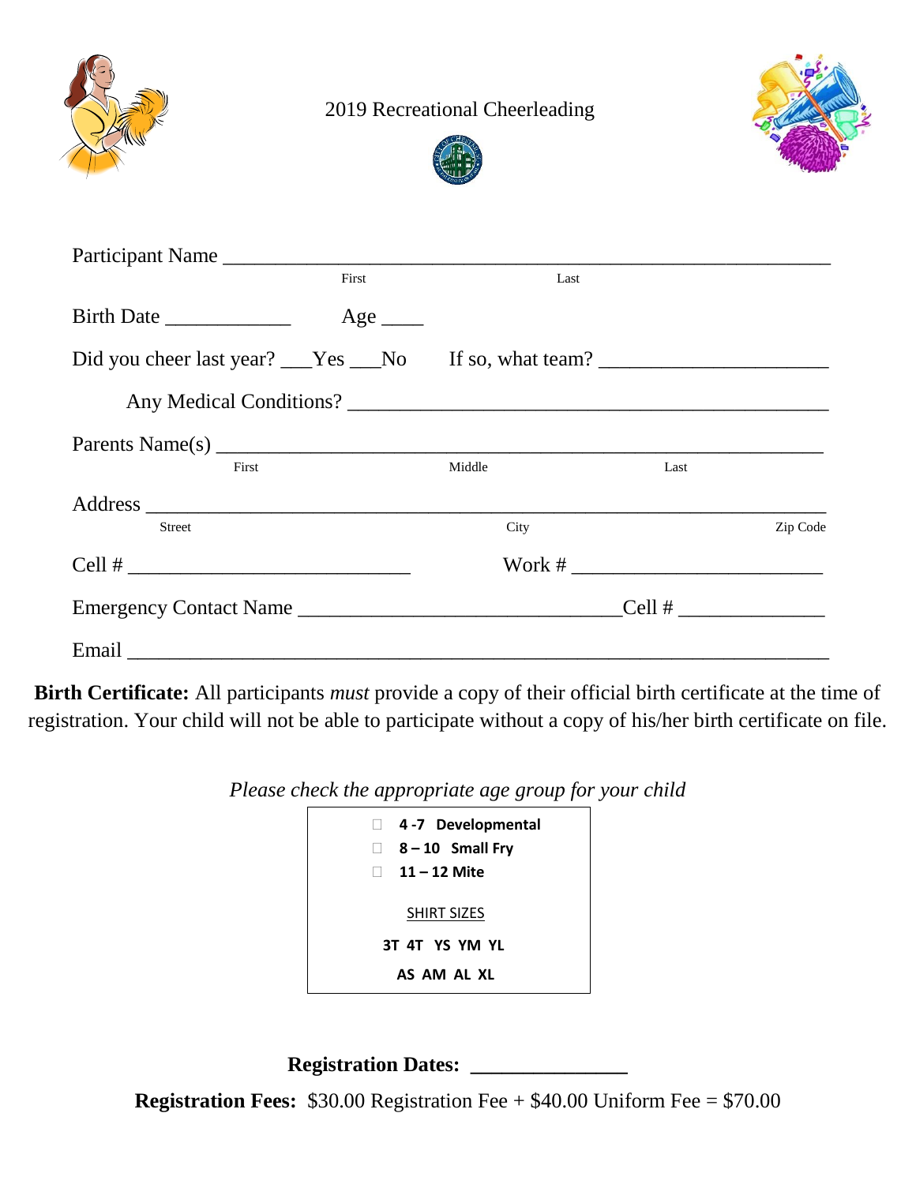# 2019 Recreational Cheerleading

Participant Name ______________________________________________________________
First Last

Birth Date ____________ Age ____

Did you cheer last year? ___Yes ___No If so, what team? ______________________

Any Medical Conditions? ________________________________________________

Parents Name(s) ___________________________________________________________
First Middle Last

Address __________________________________________________________________
Street City Zip Code

Cell # ___________________________ Work # ________________________

Emergency Contact Name ______________________________Cell # ______________

Email ____________________________________________________________________

**Birth Certificate:** All participants *must* provide a copy of their official birth certificate at the time of registration. Your child will not be able to participate without a copy of his/her birth certificate on file.

*Please check the appropriate age group for your child*

- ☐ **4 -7 Developmental**
- ☐ **8 – 10 Small Fry**
- ☐ **11 – 12 Mite**

SHIRT SIZES

**3T 4T YS YM YL**

**AS AM AL XL**

**Registration Dates: _______________**

**Registration Fees:** $30.00 Registration Fee + $40.00 Uniform Fee = $70.00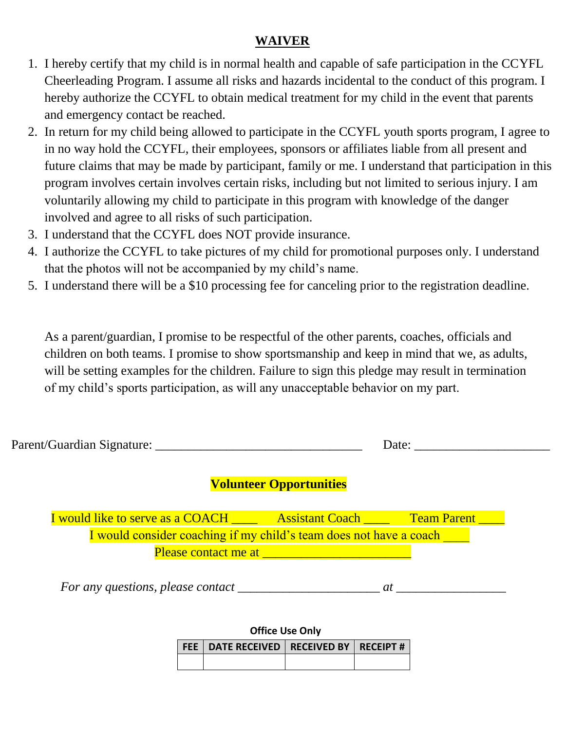## WAIVER

1. I hereby certify that my child is in normal health and capable of safe participation in the CCYFL Cheerleading Program. I assume all risks and hazards incidental to the conduct of this program. I hereby authorize the CCYFL to obtain medical treatment for my child in the event that parents and emergency contact be reached.
2. In return for my child being allowed to participate in the CCYFL youth sports program, I agree to in no way hold the CCYFL, their employees, sponsors or affiliates liable from all present and future claims that may be made by participant, family or me. I understand that participation in this program involves certain involves certain risks, including but not limited to serious injury. I am voluntarily allowing my child to participate in this program with knowledge of the danger involved and agree to all risks of such participation.
3. I understand that the CCYFL does NOT provide insurance.
4. I authorize the CCYFL to take pictures of my child for promotional purposes only. I understand that the photos will not be accompanied by my child's name.
5. I understand there will be a $10 processing fee for canceling prior to the registration deadline.

As a parent/guardian, I promise to be respectful of the other parents, coaches, officials and children on both teams. I promise to show sportsmanship and keep in mind that we, as adults, will be setting examples for the children. Failure to sign this pledge may result in termination of my child's sports participation, as will any unacceptable behavior on my part.

Parent/Guardian Signature: _________________________________ Date: _____________________

**Volunteer Opportunities**

I would like to serve as a COACH ____ Assistant Coach ____ Team Parent ____

I would consider coaching if my child's team does not have a coach ____

Please contact me at _______________________

*For any questions, please contact ______________________ at _________________*

**Office Use Only**

| FEE | DATE RECEIVED | RECEIVED BY | RECEIPT # |
|---|---|---|---|
| | | | |